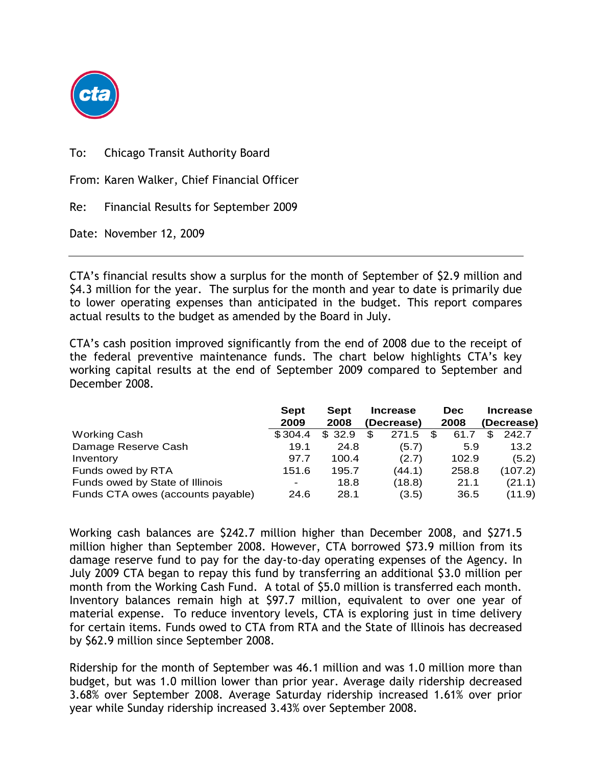To: Chicago Transit Authority Board

From: Karen Walker, Chief Financial Officer

Re: Financial Results for September 2009

Date: November 12, 2009

---

CTA's financial results show a surplus for the month of September of $2.9 million and $4.3 million for the year. The surplus for the month and year to date is primarily due to lower operating expenses than anticipated in the budget. This report compares actual results to the budget as amended by the Board in July.

CTA's cash position improved significantly from the end of 2008 due to the receipt of the federal preventive maintenance funds. The chart below highlights CTA's key working capital results at the end of September 2009 compared to September and December 2008.

| | Sept 2009 | Sept 2008 | Increase (Decrease) | Dec 2008 | Increase (Decrease) |
|---|---|---|---|---|---|
| Working Cash | $304.4 | $ 32.9 | $ 271.5 | $ 61.7 | $ 242.7 |
| Damage Reserve Cash | 19.1 | 24.8 | (5.7) | 5.9 | 13.2 |
| Inventory | 97.7 | 100.4 | (2.7) | 102.9 | (5.2) |
| Funds owed by RTA | 151.6 | 195.7 | (44.1) | 258.8 | (107.2) |
| Funds owed by State of Illinois | - | 18.8 | (18.8) | 21.1 | (21.1) |
| Funds CTA owes (accounts payable) | 24.6 | 28.1 | (3.5) | 36.5 | (11.9) |

Working cash balances are $242.7 million higher than December 2008, and $271.5 million higher than September 2008. However, CTA borrowed $73.9 million from its damage reserve fund to pay for the day-to-day operating expenses of the Agency. In July 2009 CTA began to repay this fund by transferring an additional $3.0 million per month from the Working Cash Fund. A total of $5.0 million is transferred each month. Inventory balances remain high at $97.7 million, equivalent to over one year of material expense. To reduce inventory levels, CTA is exploring just in time delivery for certain items. Funds owed to CTA from RTA and the State of Illinois has decreased by $62.9 million since September 2008.

Ridership for the month of September was 46.1 million and was 1.0 million more than budget, but was 1.0 million lower than prior year. Average daily ridership decreased 3.68% over September 2008. Average Saturday ridership increased 1.61% over prior year while Sunday ridership increased 3.43% over September 2008.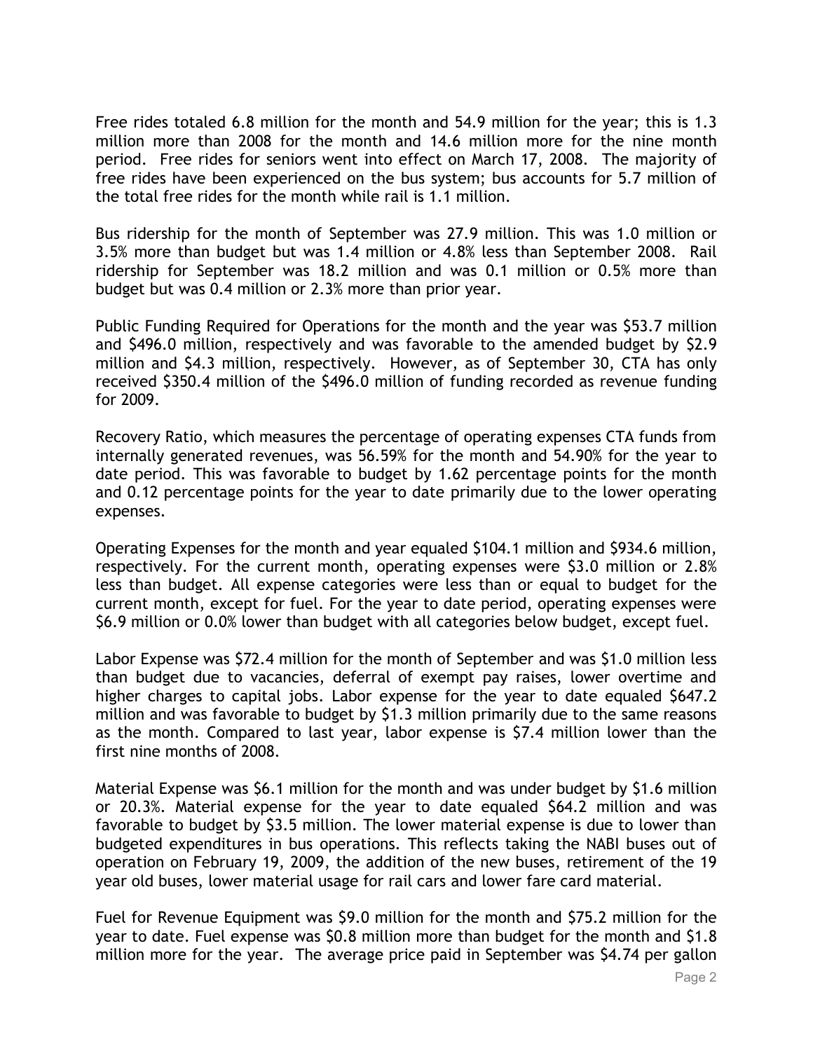Free rides totaled 6.8 million for the month and 54.9 million for the year; this is 1.3 million more than 2008 for the month and 14.6 million more for the nine month period. Free rides for seniors went into effect on March 17, 2008. The majority of free rides have been experienced on the bus system; bus accounts for 5.7 million of the total free rides for the month while rail is 1.1 million.

Bus ridership for the month of September was 27.9 million. This was 1.0 million or 3.5% more than budget but was 1.4 million or 4.8% less than September 2008. Rail ridership for September was 18.2 million and was 0.1 million or 0.5% more than budget but was 0.4 million or 2.3% more than prior year.

Public Funding Required for Operations for the month and the year was $53.7 million and $496.0 million, respectively and was favorable to the amended budget by $2.9 million and $4.3 million, respectively. However, as of September 30, CTA has only received $350.4 million of the $496.0 million of funding recorded as revenue funding for 2009.

Recovery Ratio, which measures the percentage of operating expenses CTA funds from internally generated revenues, was 56.59% for the month and 54.90% for the year to date period. This was favorable to budget by 1.62 percentage points for the month and 0.12 percentage points for the year to date primarily due to the lower operating expenses.

Operating Expenses for the month and year equaled $104.1 million and $934.6 million, respectively. For the current month, operating expenses were $3.0 million or 2.8% less than budget. All expense categories were less than or equal to budget for the current month, except for fuel. For the year to date period, operating expenses were $6.9 million or 0.0% lower than budget with all categories below budget, except fuel.

Labor Expense was $72.4 million for the month of September and was $1.0 million less than budget due to vacancies, deferral of exempt pay raises, lower overtime and higher charges to capital jobs. Labor expense for the year to date equaled $647.2 million and was favorable to budget by $1.3 million primarily due to the same reasons as the month. Compared to last year, labor expense is $7.4 million lower than the first nine months of 2008.

Material Expense was $6.1 million for the month and was under budget by $1.6 million or 20.3%. Material expense for the year to date equaled $64.2 million and was favorable to budget by $3.5 million. The lower material expense is due to lower than budgeted expenditures in bus operations. This reflects taking the NABI buses out of operation on February 19, 2009, the addition of the new buses, retirement of the 19 year old buses, lower material usage for rail cars and lower fare card material.

Fuel for Revenue Equipment was $9.0 million for the month and $75.2 million for the year to date. Fuel expense was $0.8 million more than budget for the month and $1.8 million more for the year. The average price paid in September was $4.74 per gallon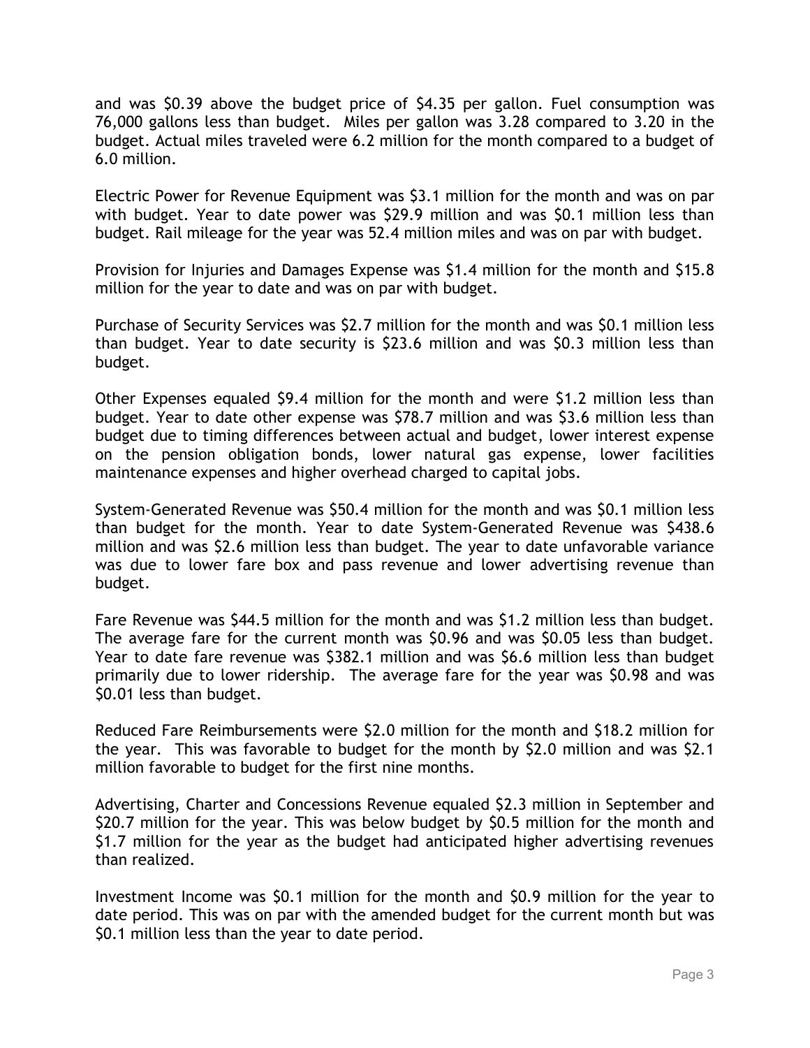and was $0.39 above the budget price of $4.35 per gallon. Fuel consumption was 76,000 gallons less than budget. Miles per gallon was 3.28 compared to 3.20 in the budget. Actual miles traveled were 6.2 million for the month compared to a budget of 6.0 million.

Electric Power for Revenue Equipment was $3.1 million for the month and was on par with budget. Year to date power was $29.9 million and was $0.1 million less than budget. Rail mileage for the year was 52.4 million miles and was on par with budget.

Provision for Injuries and Damages Expense was $1.4 million for the month and $15.8 million for the year to date and was on par with budget.

Purchase of Security Services was $2.7 million for the month and was $0.1 million less than budget. Year to date security is $23.6 million and was $0.3 million less than budget.

Other Expenses equaled $9.4 million for the month and were $1.2 million less than budget. Year to date other expense was $78.7 million and was $3.6 million less than budget due to timing differences between actual and budget, lower interest expense on the pension obligation bonds, lower natural gas expense, lower facilities maintenance expenses and higher overhead charged to capital jobs.

System-Generated Revenue was $50.4 million for the month and was $0.1 million less than budget for the month. Year to date System-Generated Revenue was $438.6 million and was $2.6 million less than budget. The year to date unfavorable variance was due to lower fare box and pass revenue and lower advertising revenue than budget.

Fare Revenue was $44.5 million for the month and was $1.2 million less than budget. The average fare for the current month was $0.96 and was $0.05 less than budget. Year to date fare revenue was $382.1 million and was $6.6 million less than budget primarily due to lower ridership. The average fare for the year was $0.98 and was $0.01 less than budget.

Reduced Fare Reimbursements were $2.0 million for the month and $18.2 million for the year. This was favorable to budget for the month by $2.0 million and was $2.1 million favorable to budget for the first nine months.

Advertising, Charter and Concessions Revenue equaled $2.3 million in September and $20.7 million for the year. This was below budget by $0.5 million for the month and $1.7 million for the year as the budget had anticipated higher advertising revenues than realized.

Investment Income was $0.1 million for the month and $0.9 million for the year to date period. This was on par with the amended budget for the current month but was $0.1 million less than the year to date period.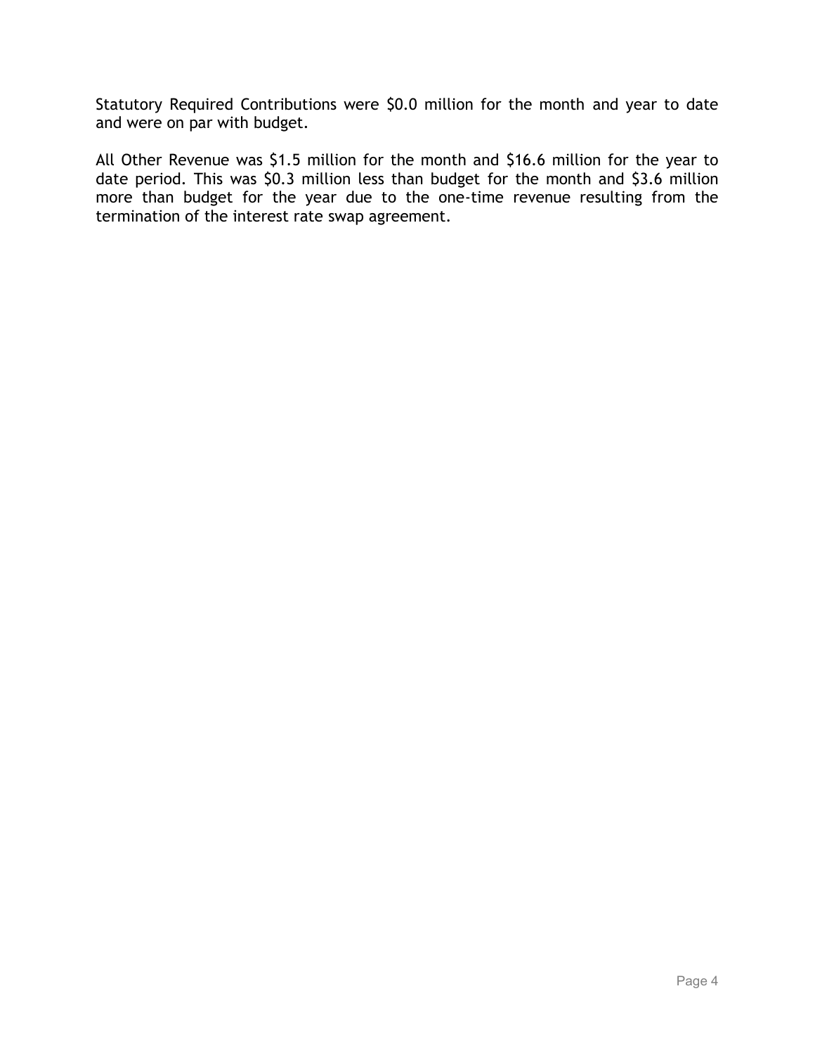Statutory Required Contributions were $0.0 million for the month and year to date and were on par with budget.

All Other Revenue was $1.5 million for the month and $16.6 million for the year to date period. This was $0.3 million less than budget for the month and $3.6 million more than budget for the year due to the one-time revenue resulting from the termination of the interest rate swap agreement.